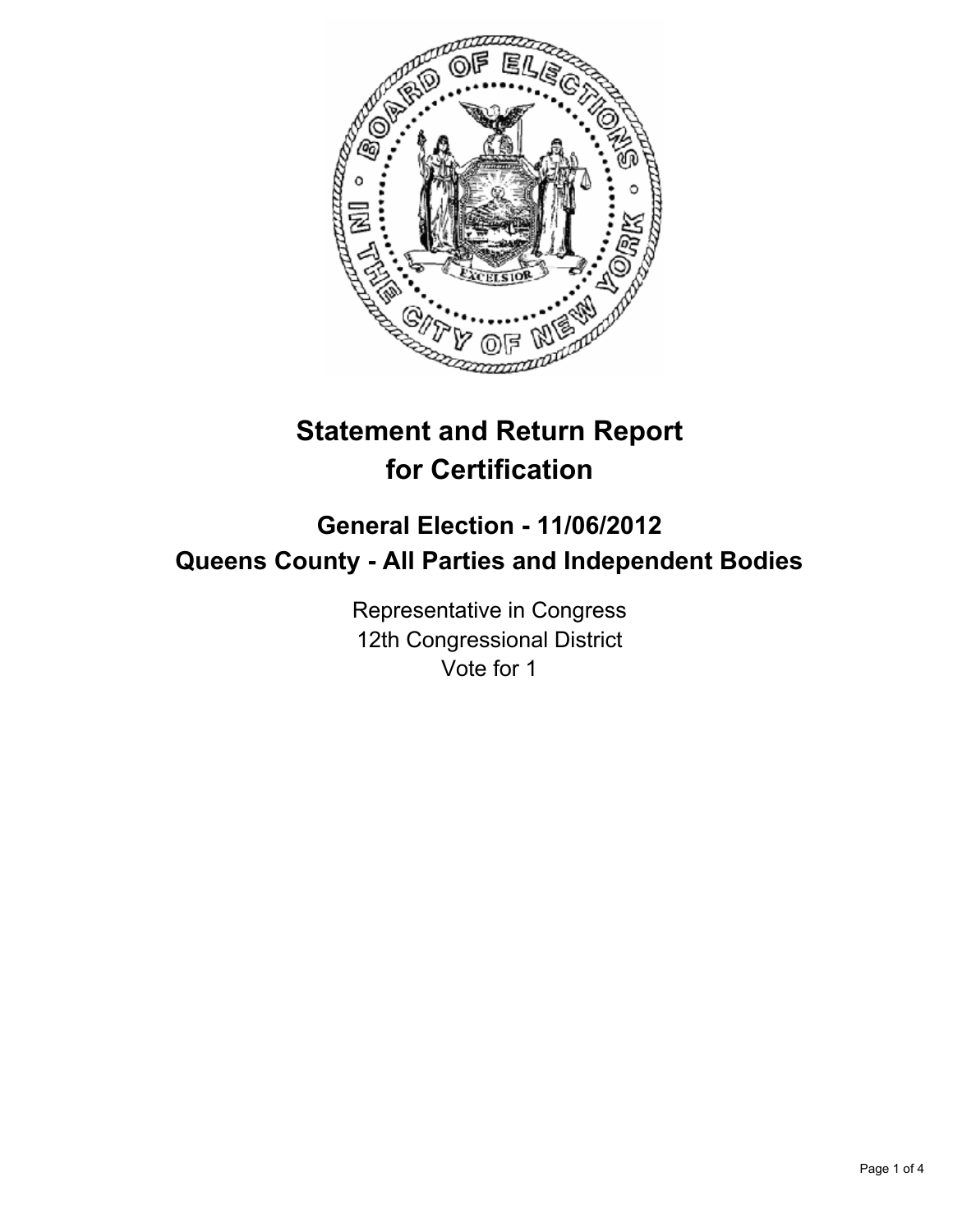# Statement and Return Report for Certification

## General Election - 11/06/2012
## Queens County - All Parties and Independent Bodies

Representative in Congress
12th Congressional District
Vote for 1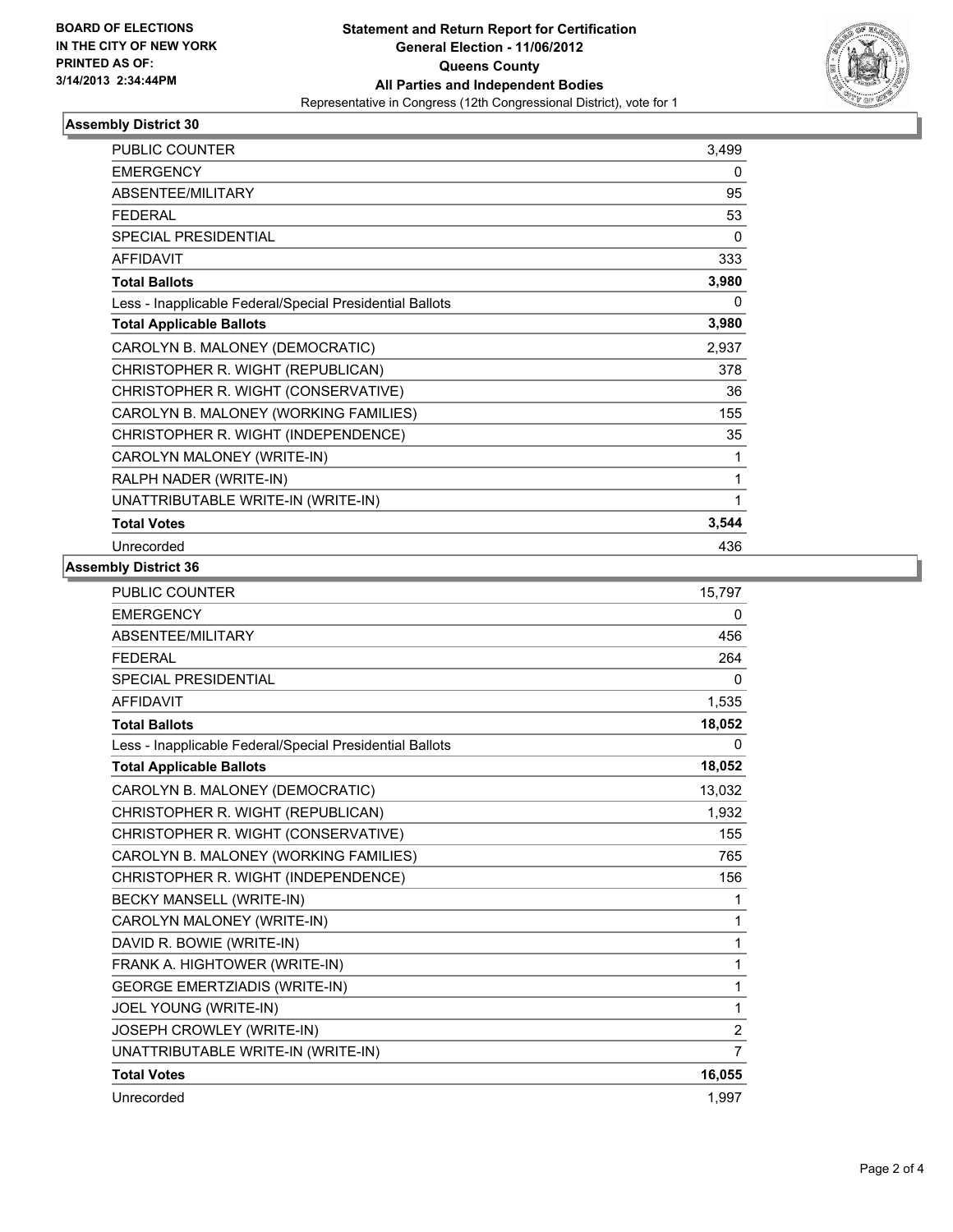**BOARD OF ELECTIONS IN THE CITY OF NEW YORK PRINTED AS OF: 3/14/2013 2:34:44PM**

**Statement and Return Report for Certification**
**General Election - 11/06/2012**
**Queens County**
**All Parties and Independent Bodies**
Representative in Congress (12th Congressional District), vote for 1

### Assembly District 30

| | |
|---|---|
| PUBLIC COUNTER | 3,499 |
| EMERGENCY | 0 |
| ABSENTEE/MILITARY | 95 |
| FEDERAL | 53 |
| SPECIAL PRESIDENTIAL | 0 |
| AFFIDAVIT | 333 |
| **Total Ballots** | **3,980** |
| Less - Inapplicable Federal/Special Presidential Ballots | 0 |
| **Total Applicable Ballots** | **3,980** |
| CAROLYN B. MALONEY (DEMOCRATIC) | 2,937 |
| CHRISTOPHER R. WIGHT (REPUBLICAN) | 378 |
| CHRISTOPHER R. WIGHT (CONSERVATIVE) | 36 |
| CAROLYN B. MALONEY (WORKING FAMILIES) | 155 |
| CHRISTOPHER R. WIGHT (INDEPENDENCE) | 35 |
| CAROLYN MALONEY (WRITE-IN) | 1 |
| RALPH NADER (WRITE-IN) | 1 |
| UNATTRIBUTABLE WRITE-IN (WRITE-IN) | 1 |
| **Total Votes** | **3,544** |
| Unrecorded | 436 |

### Assembly District 36

| | |
|---|---|
| PUBLIC COUNTER | 15,797 |
| EMERGENCY | 0 |
| ABSENTEE/MILITARY | 456 |
| FEDERAL | 264 |
| SPECIAL PRESIDENTIAL | 0 |
| AFFIDAVIT | 1,535 |
| **Total Ballots** | **18,052** |
| Less - Inapplicable Federal/Special Presidential Ballots | 0 |
| **Total Applicable Ballots** | **18,052** |
| CAROLYN B. MALONEY (DEMOCRATIC) | 13,032 |
| CHRISTOPHER R. WIGHT (REPUBLICAN) | 1,932 |
| CHRISTOPHER R. WIGHT (CONSERVATIVE) | 155 |
| CAROLYN B. MALONEY (WORKING FAMILIES) | 765 |
| CHRISTOPHER R. WIGHT (INDEPENDENCE) | 156 |
| BECKY MANSELL (WRITE-IN) | 1 |
| CAROLYN MALONEY (WRITE-IN) | 1 |
| DAVID R. BOWIE (WRITE-IN) | 1 |
| FRANK A. HIGHTOWER (WRITE-IN) | 1 |
| GEORGE EMERTZIADIS (WRITE-IN) | 1 |
| JOEL YOUNG (WRITE-IN) | 1 |
| JOSEPH CROWLEY (WRITE-IN) | 2 |
| UNATTRIBUTABLE WRITE-IN (WRITE-IN) | 7 |
| **Total Votes** | **16,055** |
| Unrecorded | 1,997 |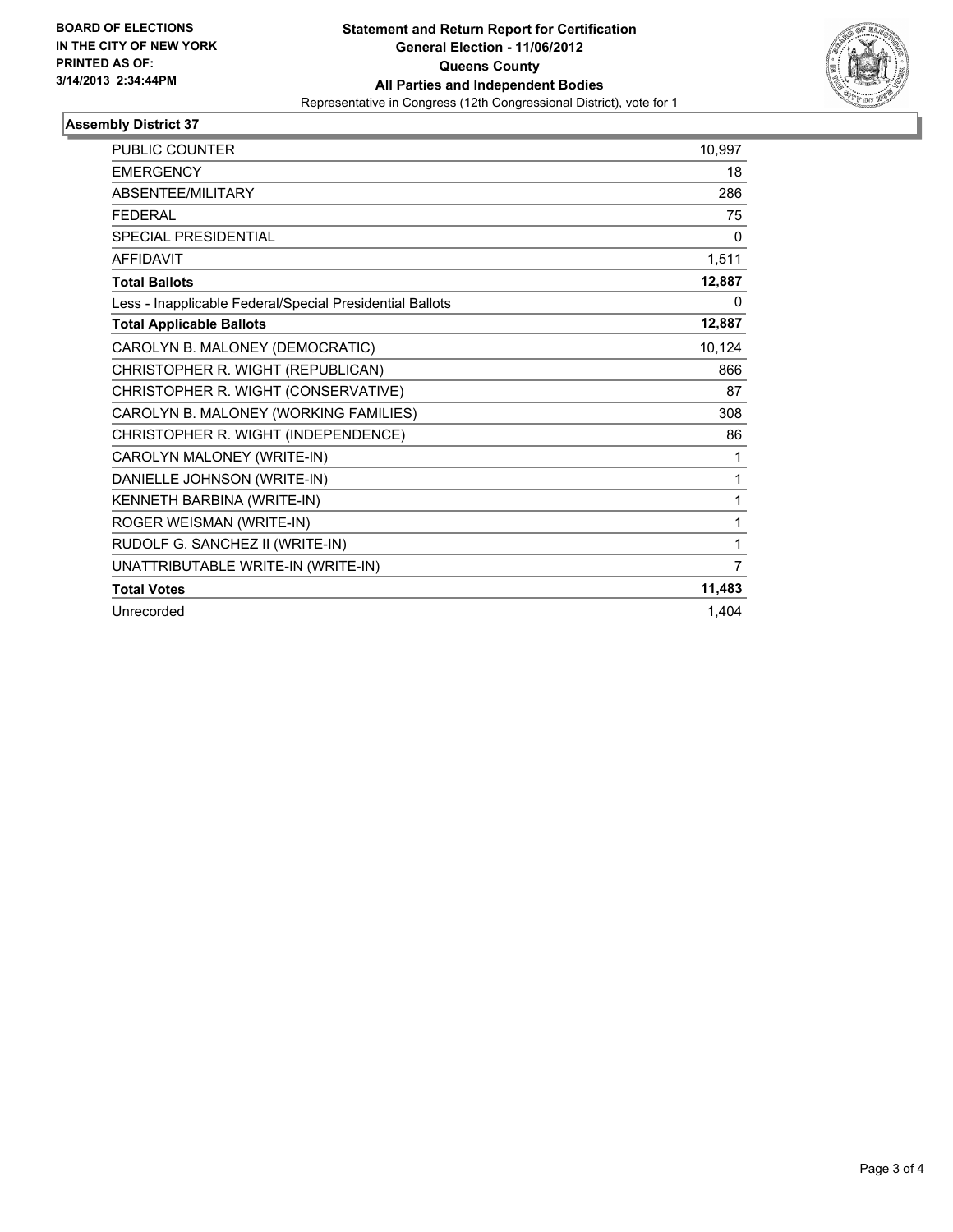**BOARD OF ELECTIONS IN THE CITY OF NEW YORK PRINTED AS OF: 3/14/2013 2:34:44PM**

**Statement and Return Report for Certification**
**General Election - 11/06/2012**
**Queens County**
**All Parties and Independent Bodies**
Representative in Congress (12th Congressional District), vote for 1

## Assembly District 37

| | |
|---|---|
| PUBLIC COUNTER | 10,997 |
| EMERGENCY | 18 |
| ABSENTEE/MILITARY | 286 |
| FEDERAL | 75 |
| SPECIAL PRESIDENTIAL | 0 |
| AFFIDAVIT | 1,511 |
| **Total Ballots** | **12,887** |
| Less - Inapplicable Federal/Special Presidential Ballots | 0 |
| **Total Applicable Ballots** | **12,887** |
| CAROLYN B. MALONEY (DEMOCRATIC) | 10,124 |
| CHRISTOPHER R. WIGHT (REPUBLICAN) | 866 |
| CHRISTOPHER R. WIGHT (CONSERVATIVE) | 87 |
| CAROLYN B. MALONEY (WORKING FAMILIES) | 308 |
| CHRISTOPHER R. WIGHT (INDEPENDENCE) | 86 |
| CAROLYN MALONEY (WRITE-IN) | 1 |
| DANIELLE JOHNSON (WRITE-IN) | 1 |
| KENNETH BARBINA (WRITE-IN) | 1 |
| ROGER WEISMAN (WRITE-IN) | 1 |
| RUDOLF G. SANCHEZ II (WRITE-IN) | 1 |
| UNATTRIBUTABLE WRITE-IN (WRITE-IN) | 7 |
| **Total Votes** | **11,483** |
| Unrecorded | 1,404 |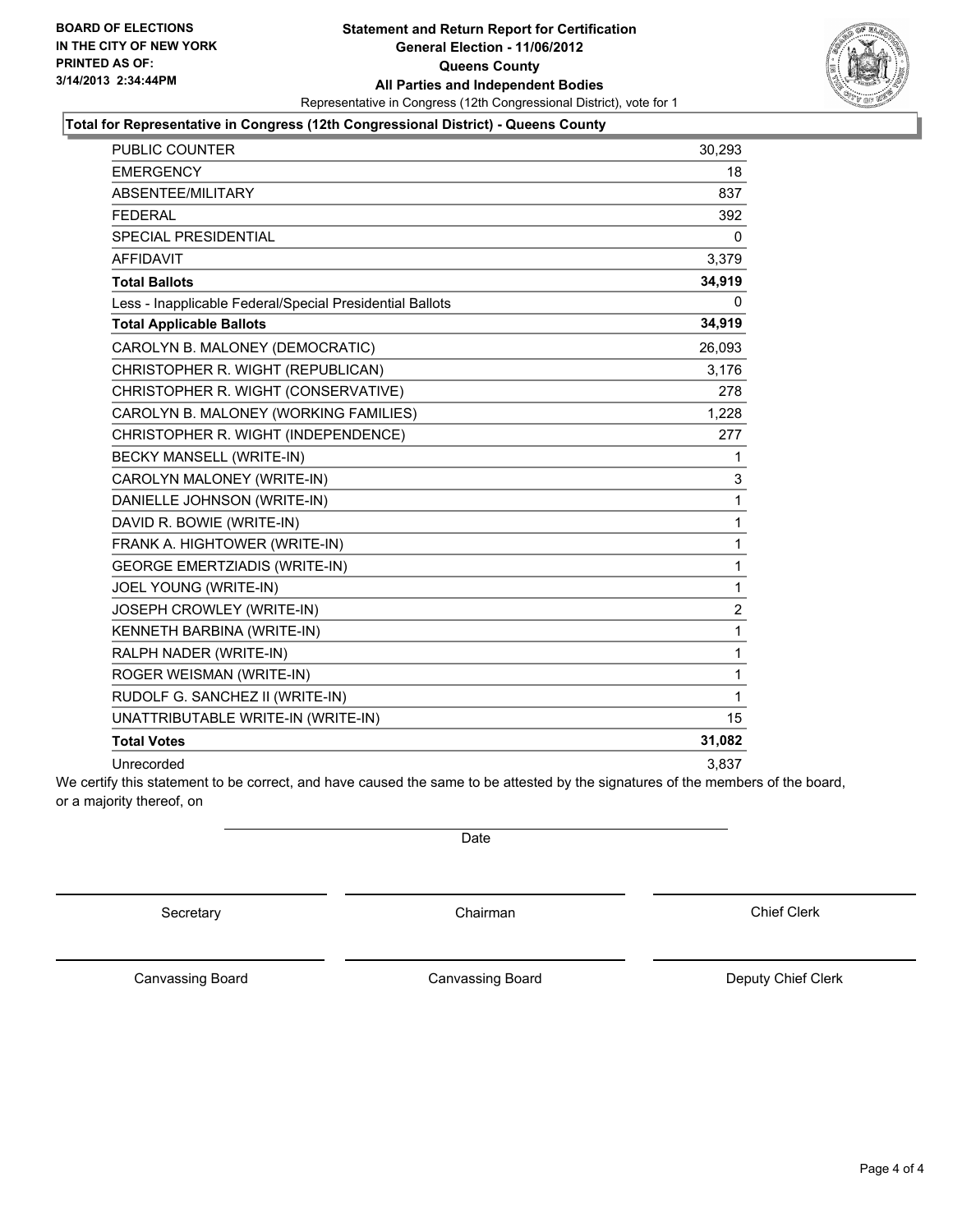**BOARD OF ELECTIONS**
**IN THE CITY OF NEW YORK**
**PRINTED AS OF:**
**3/14/2013 2:34:44PM**

## Statement and Return Report for Certification
## General Election - 11/06/2012
## Queens County
## All Parties and Independent Bodies

Representative in Congress (12th Congressional District), vote for 1

### Total for Representative in Congress (12th Congressional District) - Queens County

| | |
|---|---|
| PUBLIC COUNTER | 30,293 |
| EMERGENCY | 18 |
| ABSENTEE/MILITARY | 837 |
| FEDERAL | 392 |
| SPECIAL PRESIDENTIAL | 0 |
| AFFIDAVIT | 3,379 |
| **Total Ballots** | **34,919** |
| Less - Inapplicable Federal/Special Presidential Ballots | 0 |
| **Total Applicable Ballots** | **34,919** |
| CAROLYN B. MALONEY (DEMOCRATIC) | 26,093 |
| CHRISTOPHER R. WIGHT (REPUBLICAN) | 3,176 |
| CHRISTOPHER R. WIGHT (CONSERVATIVE) | 278 |
| CAROLYN B. MALONEY (WORKING FAMILIES) | 1,228 |
| CHRISTOPHER R. WIGHT (INDEPENDENCE) | 277 |
| BECKY MANSELL (WRITE-IN) | 1 |
| CAROLYN MALONEY (WRITE-IN) | 3 |
| DANIELLE JOHNSON (WRITE-IN) | 1 |
| DAVID R. BOWIE (WRITE-IN) | 1 |
| FRANK A. HIGHTOWER (WRITE-IN) | 1 |
| GEORGE EMERTZIADIS (WRITE-IN) | 1 |
| JOEL YOUNG (WRITE-IN) | 1 |
| JOSEPH CROWLEY (WRITE-IN) | 2 |
| KENNETH BARBINA (WRITE-IN) | 1 |
| RALPH NADER (WRITE-IN) | 1 |
| ROGER WEISMAN (WRITE-IN) | 1 |
| RUDOLF G. SANCHEZ II (WRITE-IN) | 1 |
| UNATTRIBUTABLE WRITE-IN (WRITE-IN) | 15 |
| **Total Votes** | **31,082** |
| Unrecorded | 3,837 |

We certify this statement to be correct, and have caused the same to be attested by the signatures of the members of the board, or a majority thereof, on

Date

Secretary | Chairman | Chief Clerk

Canvassing Board | Canvassing Board | Deputy Chief Clerk